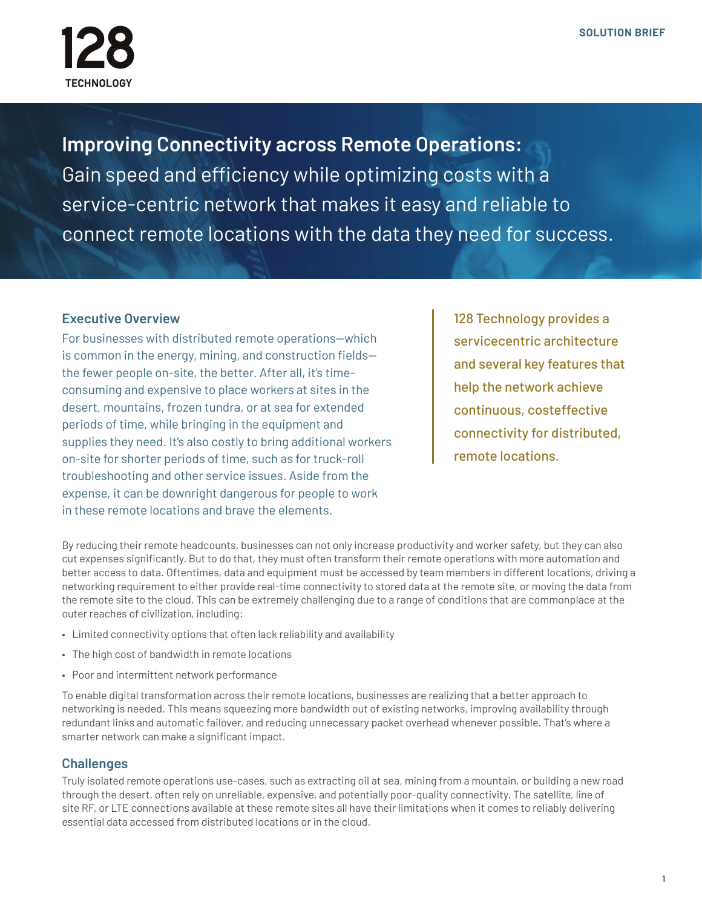128 TECHNOLOGY

SOLUTION BRIEF

# Improving Connectivity across Remote Operations:

Gain speed and efficiency while optimizing costs with a service-centric network that makes it easy and reliable to connect remote locations with the data they need for success.

## Executive Overview

For businesses with distributed remote operations—which is common in the energy, mining, and construction fields—the fewer people on-site, the better. After all, it's time-consuming and expensive to place workers at sites in the desert, mountains, frozen tundra, or at sea for extended periods of time, while bringing in the equipment and supplies they need. It's also costly to bring additional workers on-site for shorter periods of time, such as for truck-roll troubleshooting and other service issues. Aside from the expense, it can be downright dangerous for people to work in these remote locations and brave the elements.

> 128 Technology provides a servicecentric architecture and several key features that help the network achieve continuous, costeffective connectivity for distributed, remote locations.

By reducing their remote headcounts, businesses can not only increase productivity and worker safety, but they can also cut expenses significantly. But to do that, they must often transform their remote operations with more automation and better access to data. Oftentimes, data and equipment must be accessed by team members in different locations, driving a networking requirement to either provide real-time connectivity to stored data at the remote site, or moving the data from the remote site to the cloud. This can be extremely challenging due to a range of conditions that are commonplace at the outer reaches of civilization, including:

- Limited connectivity options that often lack reliability and availability
- The high cost of bandwidth in remote locations
- Poor and intermittent network performance

To enable digital transformation across their remote locations, businesses are realizing that a better approach to networking is needed. This means squeezing more bandwidth out of existing networks, improving availability through redundant links and automatic failover, and reducing unnecessary packet overhead whenever possible. That's where a smarter network can make a significant impact.

## Challenges

Truly isolated remote operations use-cases, such as extracting oil at sea, mining from a mountain, or building a new road through the desert, often rely on unreliable, expensive, and potentially poor-quality connectivity. The satellite, line of site RF, or LTE connections available at these remote sites all have their limitations when it comes to reliably delivering essential data accessed from distributed locations or in the cloud.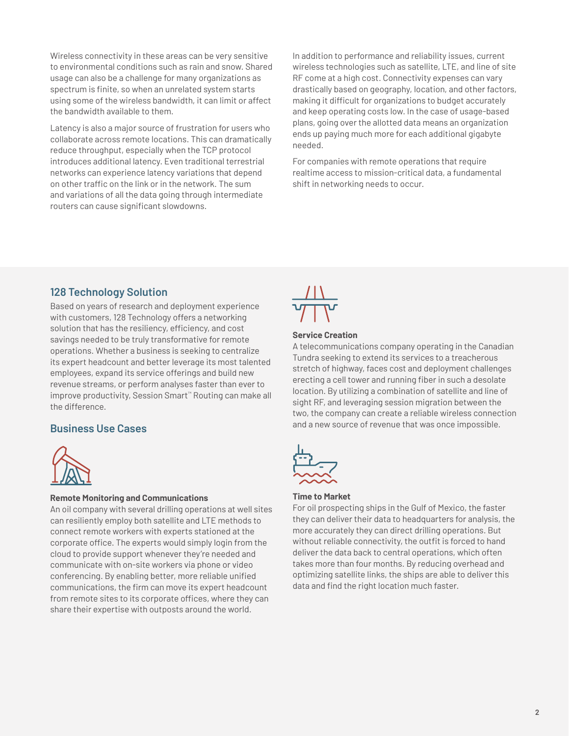Wireless connectivity in these areas can be very sensitive to environmental conditions such as rain and snow. Shared usage can also be a challenge for many organizations as spectrum is finite, so when an unrelated system starts using some of the wireless bandwidth, it can limit or affect the bandwidth available to them.

Latency is also a major source of frustration for users who collaborate across remote locations. This can dramatically reduce throughput, especially when the TCP protocol introduces additional latency. Even traditional terrestrial networks can experience latency variations that depend on other traffic on the link or in the network. The sum and variations of all the data going through intermediate routers can cause significant slowdowns.

In addition to performance and reliability issues, current wireless technologies such as satellite, LTE, and line of site RF come at a high cost. Connectivity expenses can vary drastically based on geography, location, and other factors, making it difficult for organizations to budget accurately and keep operating costs low. In the case of usage-based plans, going over the allotted data means an organization ends up paying much more for each additional gigabyte needed.

For companies with remote operations that require realtime access to mission-critical data, a fundamental shift in networking needs to occur.

## 128 Technology Solution

Based on years of research and deployment experience with customers, 128 Technology offers a networking solution that has the resiliency, efficiency, and cost savings needed to be truly transformative for remote operations. Whether a business is seeking to centralize its expert headcount and better leverage its most talented employees, expand its service offerings and build new revenue streams, or perform analyses faster than ever to improve productivity, Session Smart™ Routing can make all the difference.

## Business Use Cases

**Remote Monitoring and Communications**

An oil company with several drilling operations at well sites can resiliently employ both satellite and LTE methods to connect remote workers with experts stationed at the corporate office. The experts would simply login from the cloud to provide support whenever they're needed and communicate with on-site workers via phone or video conferencing. By enabling better, more reliable unified communications, the firm can move its expert headcount from remote sites to its corporate offices, where they can share their expertise with outposts around the world.

**Service Creation**

A telecommunications company operating in the Canadian Tundra seeking to extend its services to a treacherous stretch of highway, faces cost and deployment challenges erecting a cell tower and running fiber in such a desolate location. By utilizing a combination of satellite and line of sight RF, and leveraging session migration between the two, the company can create a reliable wireless connection and a new source of revenue that was once impossible.

**Time to Market**

For oil prospecting ships in the Gulf of Mexico, the faster they can deliver their data to headquarters for analysis, the more accurately they can direct drilling operations. But without reliable connectivity, the outfit is forced to hand deliver the data back to central operations, which often takes more than four months. By reducing overhead and optimizing satellite links, the ships are able to deliver this data and find the right location much faster.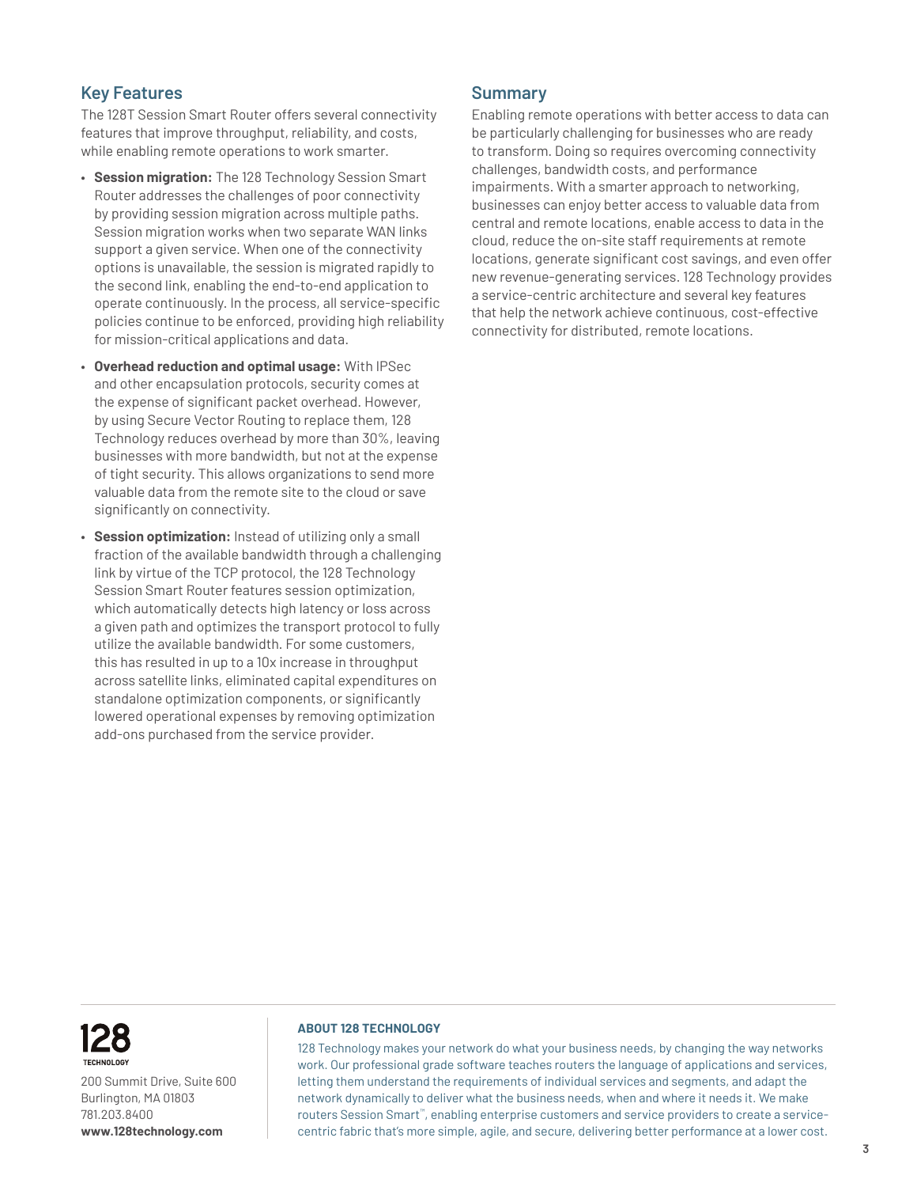## Key Features

The 128T Session Smart Router offers several connectivity features that improve throughput, reliability, and costs, while enabling remote operations to work smarter.

- **Session migration:** The 128 Technology Session Smart Router addresses the challenges of poor connectivity by providing session migration across multiple paths. Session migration works when two separate WAN links support a given service. When one of the connectivity options is unavailable, the session is migrated rapidly to the second link, enabling the end-to-end application to operate continuously. In the process, all service-specific policies continue to be enforced, providing high reliability for mission-critical applications and data.
- **Overhead reduction and optimal usage:** With IPSec and other encapsulation protocols, security comes at the expense of significant packet overhead. However, by using Secure Vector Routing to replace them, 128 Technology reduces overhead by more than 30%, leaving businesses with more bandwidth, but not at the expense of tight security. This allows organizations to send more valuable data from the remote site to the cloud or save significantly on connectivity.
- **Session optimization:** Instead of utilizing only a small fraction of the available bandwidth through a challenging link by virtue of the TCP protocol, the 128 Technology Session Smart Router features session optimization, which automatically detects high latency or loss across a given path and optimizes the transport protocol to fully utilize the available bandwidth. For some customers, this has resulted in up to a 10x increase in throughput across satellite links, eliminated capital expenditures on standalone optimization components, or significantly lowered operational expenses by removing optimization add-ons purchased from the service provider.

## Summary

Enabling remote operations with better access to data can be particularly challenging for businesses who are ready to transform. Doing so requires overcoming connectivity challenges, bandwidth costs, and performance impairments. With a smarter approach to networking, businesses can enjoy better access to valuable data from central and remote locations, enable access to data in the cloud, reduce the on-site staff requirements at remote locations, generate significant cost savings, and even offer new revenue-generating services. 128 Technology provides a service-centric architecture and several key features that help the network achieve continuous, cost-effective connectivity for distributed, remote locations.

128 TECHNOLOGY

200 Summit Drive, Suite 600
Burlington, MA 01803
781.203.8400
**www.128technology.com**

**ABOUT 128 TECHNOLOGY**

128 Technology makes your network do what your business needs, by changing the way networks work. Our professional grade software teaches routers the language of applications and services, letting them understand the requirements of individual services and segments, and adapt the network dynamically to deliver what the business needs, when and where it needs it. We make routers Session Smart™, enabling enterprise customers and service providers to create a service-centric fabric that's more simple, agile, and secure, delivering better performance at a lower cost.